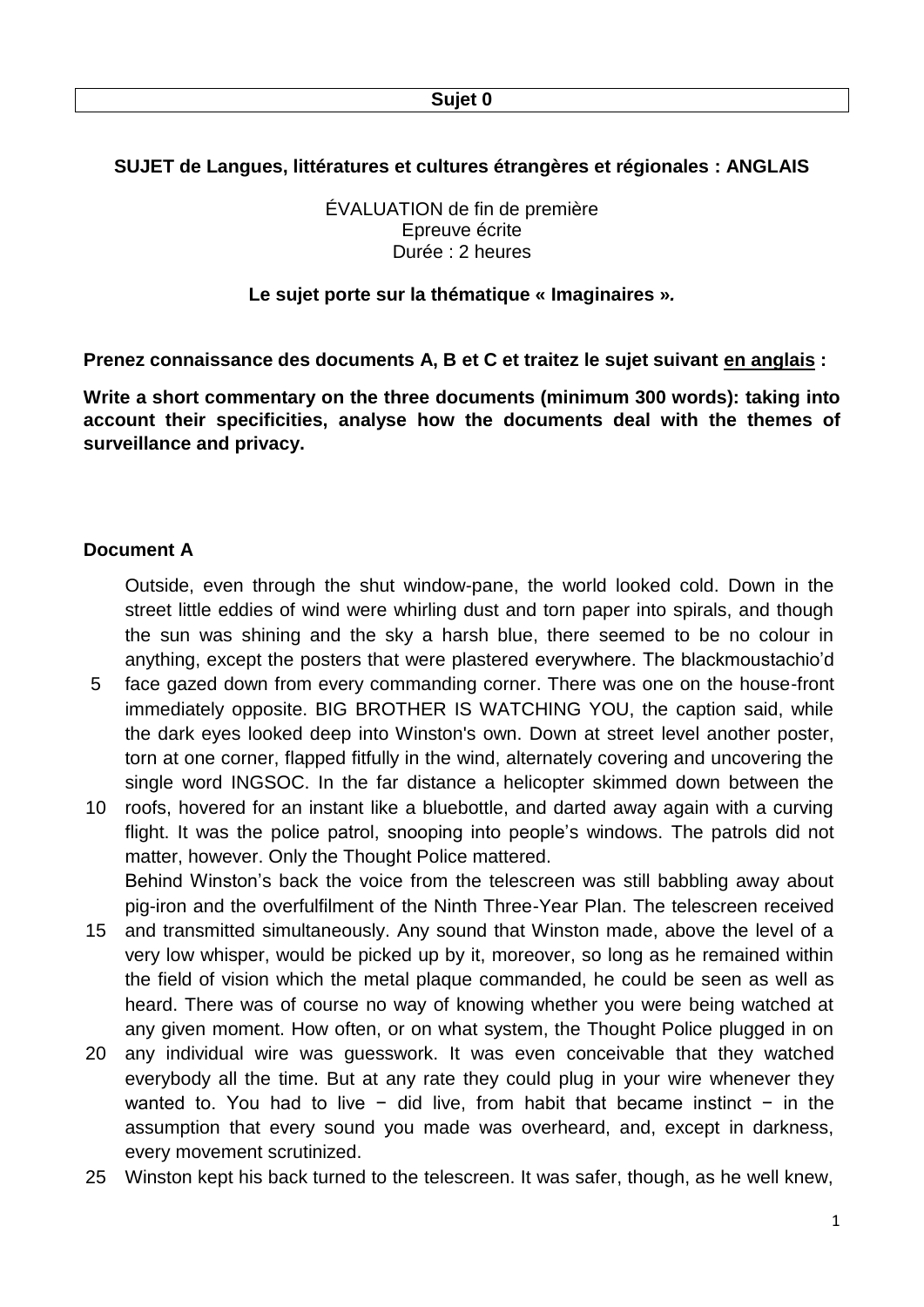**Sujet 0**

**SUJET de Langues, littératures et cultures étrangères et régionales : ANGLAIS**

ÉVALUATION de fin de première
Epreuve écrite
Durée : 2 heures

**Le sujet porte sur la thématique « Imaginaires ».**

**Prenez connaissance des documents A, B et C et traitez le sujet suivant en anglais :**

**Write a short commentary on the three documents (minimum 300 words): taking into account their specificities, analyse how the documents deal with the themes of surveillance and privacy.**

## Document A

Outside, even through the shut window-pane, the world looked cold. Down in the street little eddies of wind were whirling dust and torn paper into spirals, and though the sun was shining and the sky a harsh blue, there seemed to be no colour in anything, except the posters that were plastered everywhere. The blackmoustachio'd face gazed down from every commanding corner. There was one on the house-front immediately opposite. BIG BROTHER IS WATCHING YOU, the caption said, while the dark eyes looked deep into Winston's own. Down at street level another poster, torn at one corner, flapped fitfully in the wind, alternately covering and uncovering the single word INGSOC. In the far distance a helicopter skimmed down between the roofs, hovered for an instant like a bluebottle, and darted away again with a curving flight. It was the police patrol, snooping into people's windows. The patrols did not matter, however. Only the Thought Police mattered.

Behind Winston's back the voice from the telescreen was still babbling away about pig-iron and the overfulfilment of the Ninth Three-Year Plan. The telescreen received and transmitted simultaneously. Any sound that Winston made, above the level of a very low whisper, would be picked up by it, moreover, so long as he remained within the field of vision which the metal plaque commanded, he could be seen as well as heard. There was of course no way of knowing whether you were being watched at any given moment. How often, or on what system, the Thought Police plugged in on any individual wire was guesswork. It was even conceivable that they watched everybody all the time. But at any rate they could plug in your wire whenever they wanted to. You had to live − did live, from habit that became instinct − in the assumption that every sound you made was overheard, and, except in darkness, every movement scrutinized.

Winston kept his back turned to the telescreen. It was safer, though, as he well knew,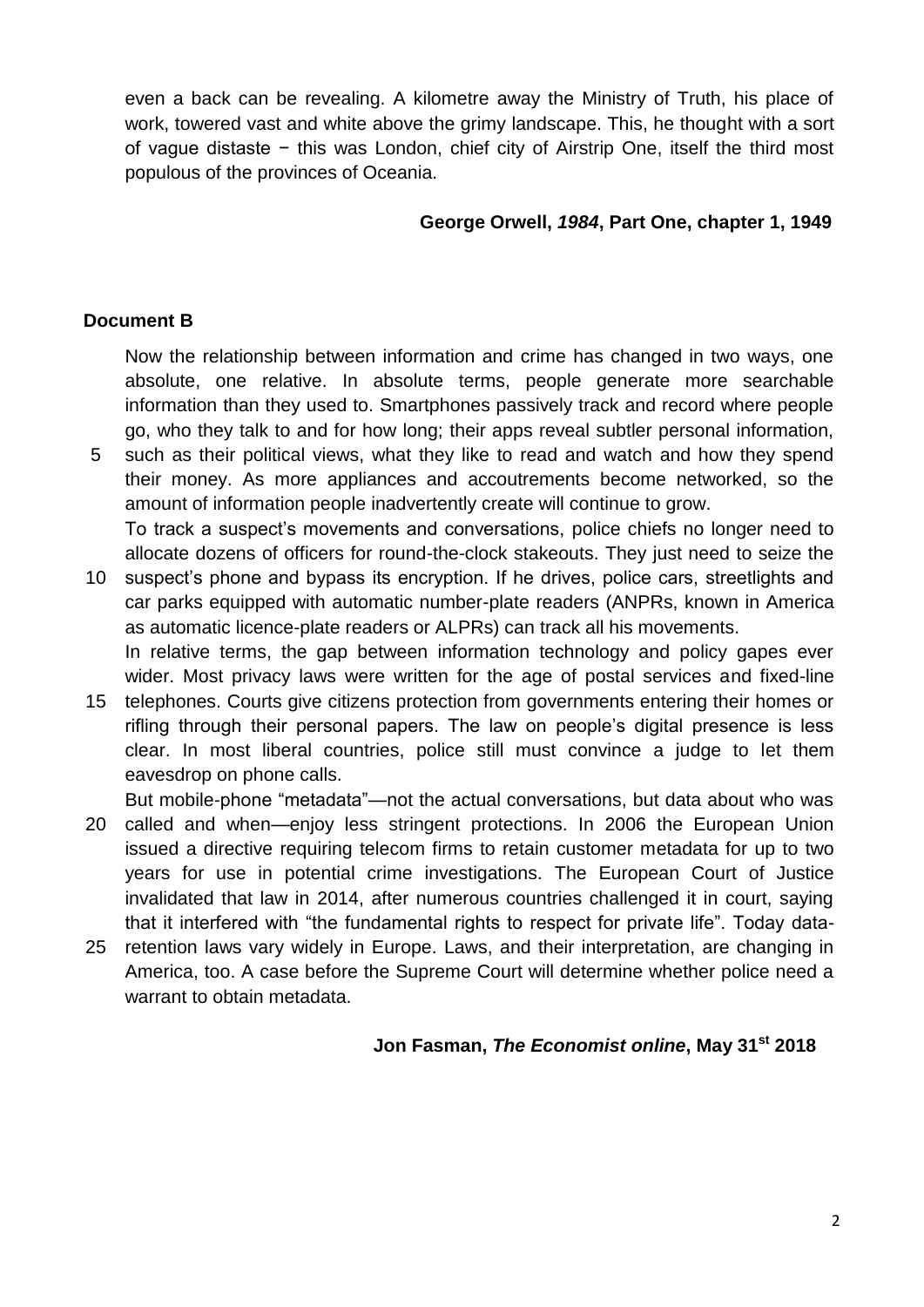even a back can be revealing. A kilometre away the Ministry of Truth, his place of work, towered vast and white above the grimy landscape. This, he thought with a sort of vague distaste − this was London, chief city of Airstrip One, itself the third most populous of the provinces of Oceania.

**George Orwell, *1984*, Part One, chapter 1, 1949**

**Document B**

Now the relationship between information and crime has changed in two ways, one absolute, one relative. In absolute terms, people generate more searchable information than they used to. Smartphones passively track and record where people go, who they talk to and for how long; their apps reveal subtler personal information, such as their political views, what they like to read and watch and how they spend their money. As more appliances and accoutrements become networked, so the amount of information people inadvertently create will continue to grow.

To track a suspect's movements and conversations, police chiefs no longer need to allocate dozens of officers for round-the-clock stakeouts. They just need to seize the suspect's phone and bypass its encryption. If he drives, police cars, streetlights and car parks equipped with automatic number-plate readers (ANPRs, known in America as automatic licence-plate readers or ALPRs) can track all his movements.

In relative terms, the gap between information technology and policy gapes ever wider. Most privacy laws were written for the age of postal services and fixed-line telephones. Courts give citizens protection from governments entering their homes or rifling through their personal papers. The law on people's digital presence is less clear. In most liberal countries, police still must convince a judge to let them eavesdrop on phone calls.

But mobile-phone "metadata"—not the actual conversations, but data about who was called and when—enjoy less stringent protections. In 2006 the European Union issued a directive requiring telecom firms to retain customer metadata for up to two years for use in potential crime investigations. The European Court of Justice invalidated that law in 2014, after numerous countries challenged it in court, saying that it interfered with "the fundamental rights to respect for private life". Today data-retention laws vary widely in Europe. Laws, and their interpretation, are changing in America, too. A case before the Supreme Court will determine whether police need a warrant to obtain metadata.

**Jon Fasman, *The Economist online*, May 31st 2018**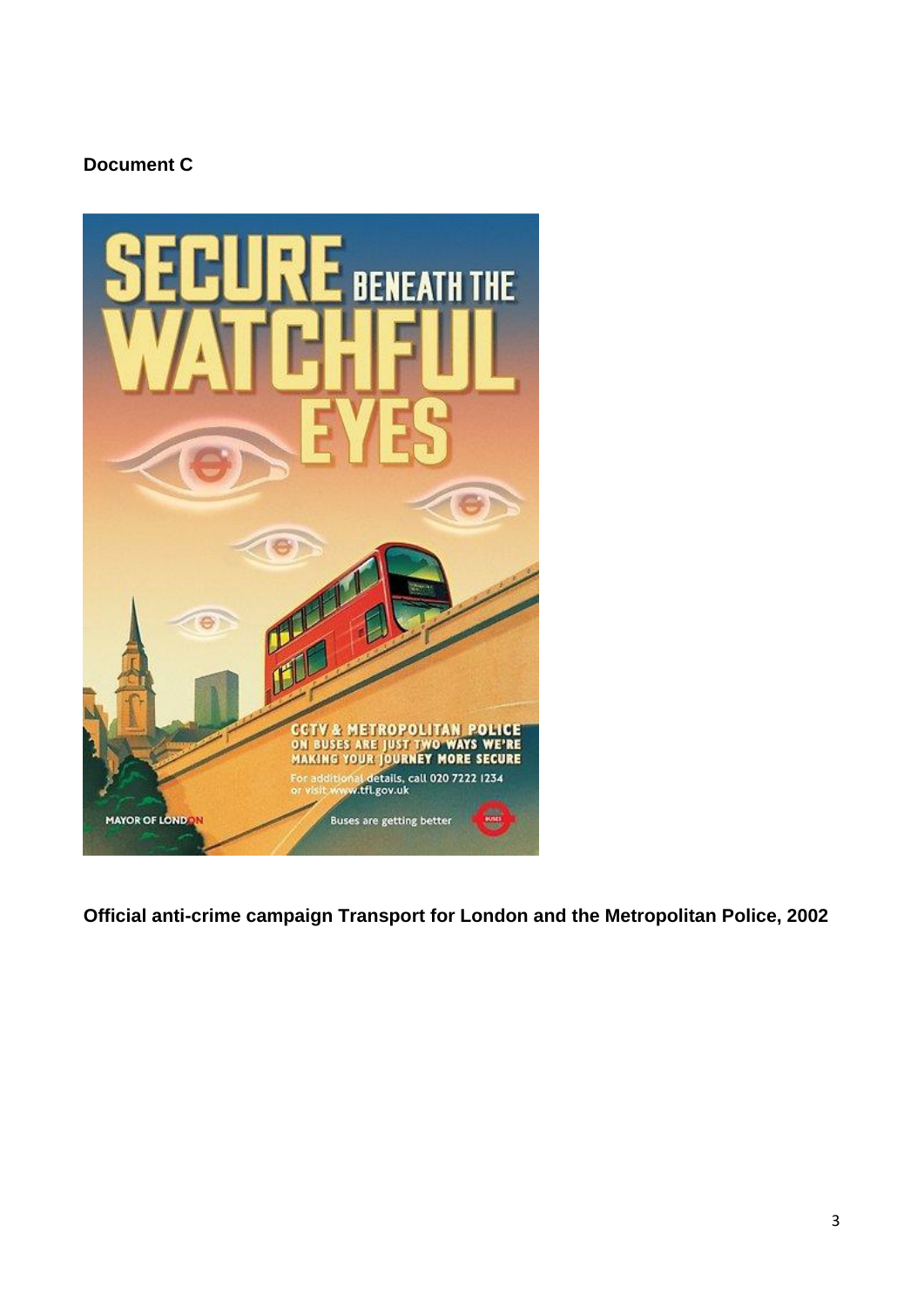**Document C**

SECURE BENEATH THE WATCHFUL EYES

CCTV & METROPOLITAN POLICE ON BUSES ARE JUST TWO WAYS WE'RE MAKING YOUR JOURNEY MORE SECURE

For additional details, call 020 7222 1234 or visit www.tfl.gov.uk

MAYOR OF LONDON

Buses are getting better

BUSES

**Official anti-crime campaign Transport for London and the Metropolitan Police, 2002**